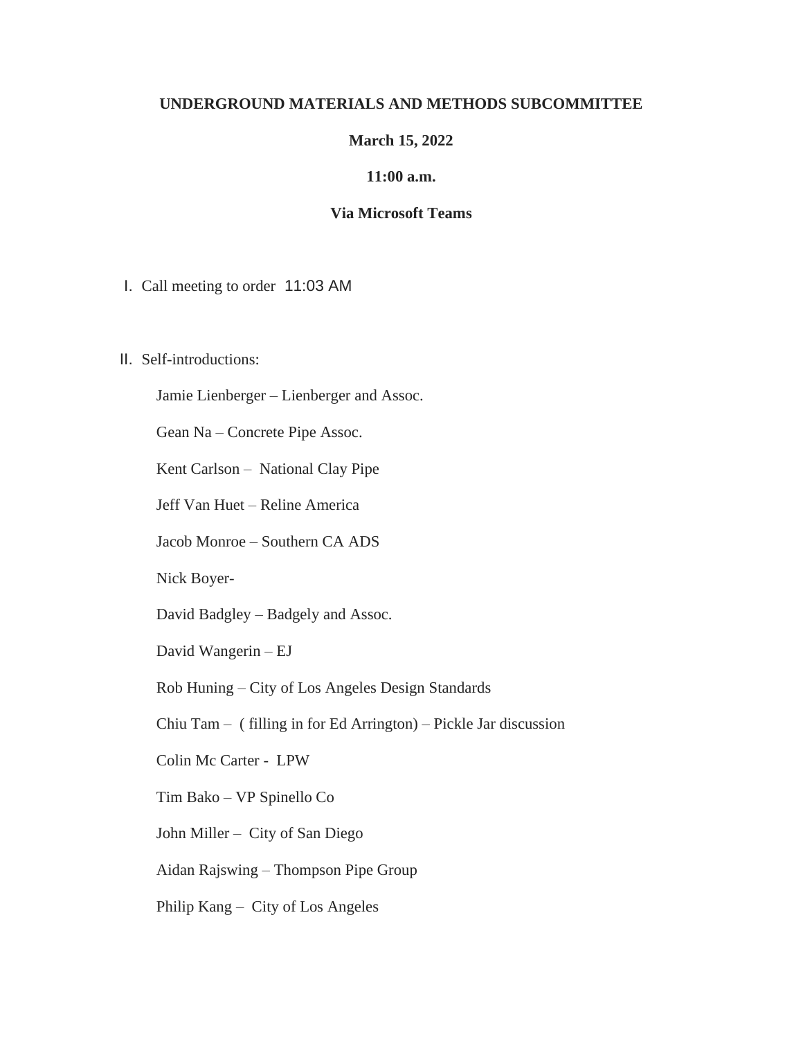**UNDERGROUND MATERIALS AND METHODS SUBCOMMITTEE**

**March 15, 2022**

**11:00 a.m.**

**Via Microsoft Teams**

I. Call meeting to order 11:03 AM

II. Self-introductions:

Jamie Lienberger – Lienberger and Assoc.

Gean Na – Concrete Pipe Assoc.

Kent Carlson – National Clay Pipe

Jeff Van Huet – Reline America

Jacob Monroe – Southern CA ADS

Nick Boyer-

David Badgley – Badgely and Assoc.

David Wangerin – EJ

Rob Huning – City of Los Angeles Design Standards

Chiu Tam – ( filling in for Ed Arrington) – Pickle Jar discussion

Colin Mc Carter - LPW

Tim Bako – VP Spinello Co

John Miller – City of San Diego

Aidan Rajswing – Thompson Pipe Group

Philip Kang – City of Los Angeles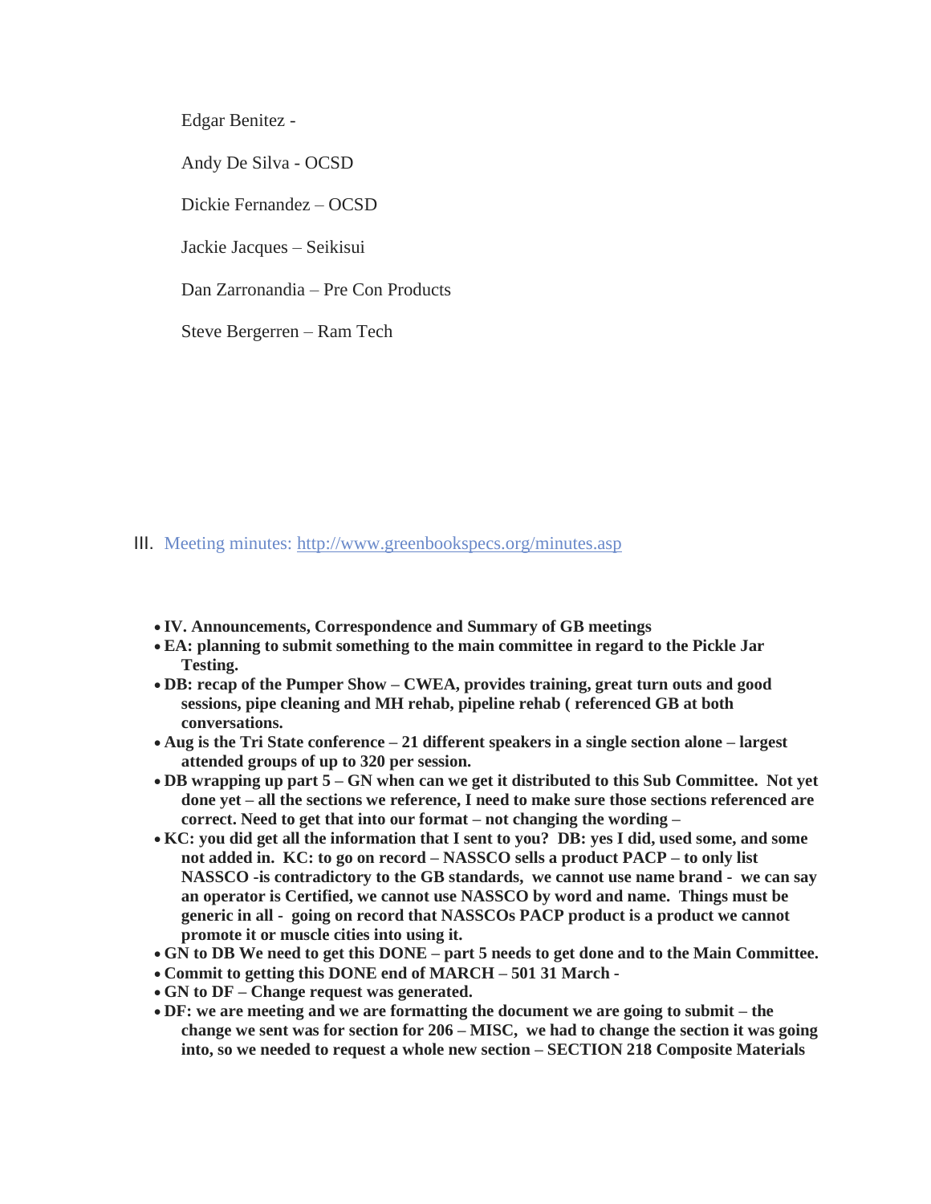Edgar Benitez -

Andy De Silva - OCSD

Dickie Fernandez – OCSD

Jackie Jacques – Seikisui

Dan Zarronandia – Pre Con Products

Steve Bergerren – Ram Tech

III. Meeting minutes: http://www.greenbookspecs.org/minutes.asp

- **IV. Announcements, Correspondence and Summary of GB meetings**
- **EA: planning to submit something to the main committee in regard to the Pickle Jar Testing.**
- **DB: recap of the Pumper Show – CWEA, provides training, great turn outs and good sessions, pipe cleaning and MH rehab, pipeline rehab ( referenced GB at both conversations.**
- **Aug is the Tri State conference – 21 different speakers in a single section alone – largest attended groups of up to 320 per session.**
- **DB wrapping up part 5 – GN when can we get it distributed to this Sub Committee. Not yet done yet – all the sections we reference, I need to make sure those sections referenced are correct. Need to get that into our format – not changing the wording –**
- **KC: you did get all the information that I sent to you? DB: yes I did, used some, and some not added in. KC: to go on record – NASSCO sells a product PACP – to only list NASSCO -is contradictory to the GB standards, we cannot use name brand - we can say an operator is Certified, we cannot use NASSCO by word and name. Things must be generic in all - going on record that NASSCOs PACP product is a product we cannot promote it or muscle cities into using it.**
- **GN to DB We need to get this DONE – part 5 needs to get done and to the Main Committee.**
- **Commit to getting this DONE end of MARCH – 501 31 March -**
- **GN to DF – Change request was generated.**
- **DF: we are meeting and we are formatting the document we are going to submit – the change we sent was for section for 206 – MISC, we had to change the section it was going into, so we needed to request a whole new section – SECTION 218 Composite Materials**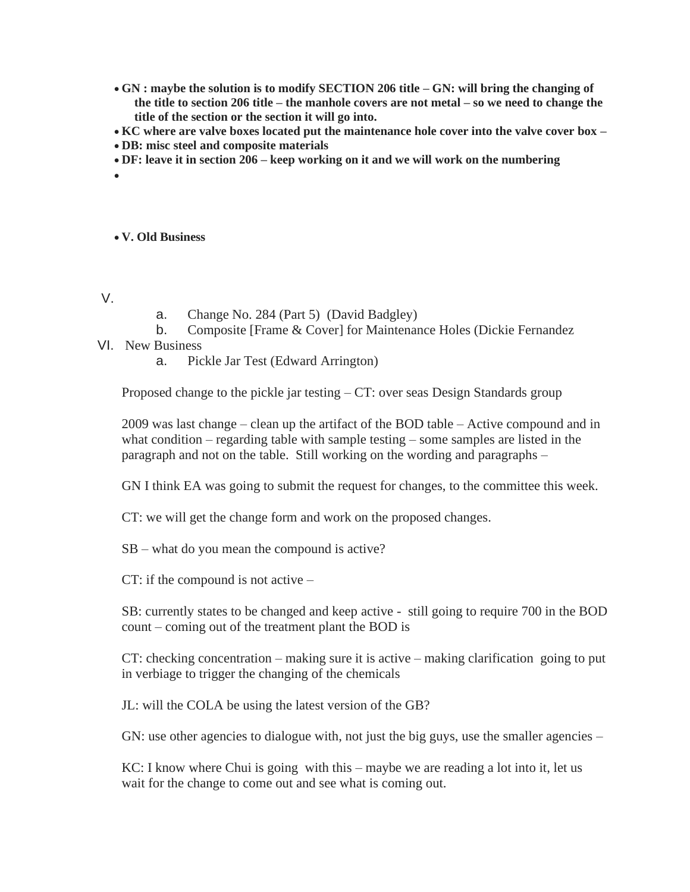- **GN : maybe the solution is to modify SECTION 206 title – GN: will bring the changing of the title to section 206 title – the manhole covers are not metal – so we need to change the title of the section or the section it will go into.**
- **KC where are valve boxes located put the maintenance hole cover into the valve cover box –**
- **DB: misc steel and composite materials**
- **DF: leave it in section 206 – keep working on it and we will work on the numbering**
-

- **V. Old Business**

V.

a. Change No. 284 (Part 5) (David Badgley)

b. Composite [Frame & Cover] for Maintenance Holes (Dickie Fernandez

VI. New Business

a. Pickle Jar Test (Edward Arrington)

Proposed change to the pickle jar testing – CT: over seas Design Standards group

2009 was last change – clean up the artifact of the BOD table – Active compound and in what condition – regarding table with sample testing – some samples are listed in the paragraph and not on the table. Still working on the wording and paragraphs –

GN I think EA was going to submit the request for changes, to the committee this week.

CT: we will get the change form and work on the proposed changes.

SB – what do you mean the compound is active?

CT: if the compound is not active –

SB: currently states to be changed and keep active - still going to require 700 in the BOD count – coming out of the treatment plant the BOD is

CT: checking concentration – making sure it is active – making clarification going to put in verbiage to trigger the changing of the chemicals

JL: will the COLA be using the latest version of the GB?

GN: use other agencies to dialogue with, not just the big guys, use the smaller agencies –

KC: I know where Chui is going with this – maybe we are reading a lot into it, let us wait for the change to come out and see what is coming out.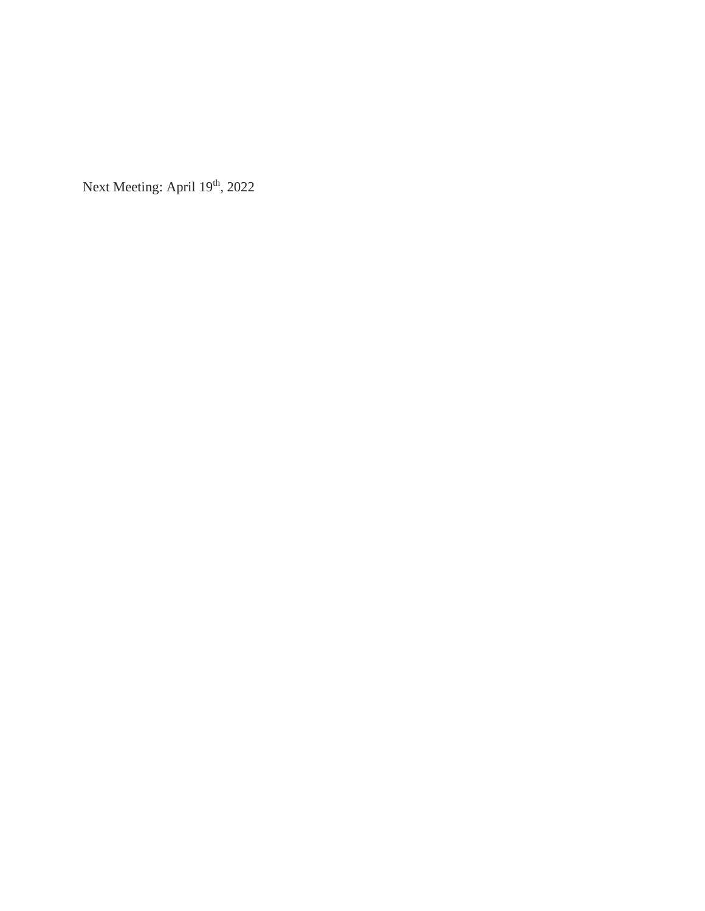Next Meeting: April 19th, 2022